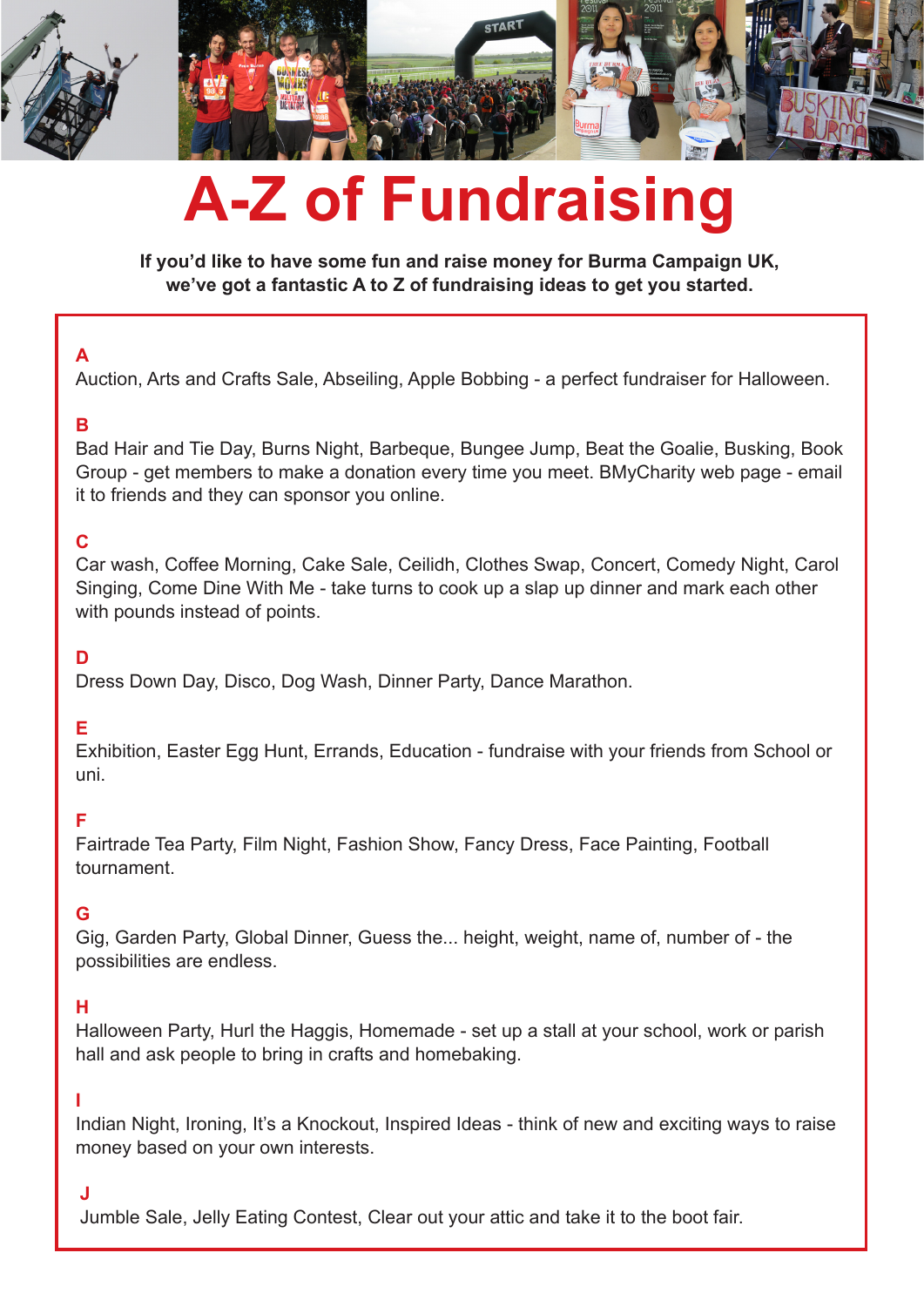# A-Z of Fundraising

**If you'd like to have some fun and raise money for Burma Campaign UK, we've got a fantastic A to Z of fundraising ideas to get you started.**

### A

Auction, Arts and Crafts Sale, Abseiling, Apple Bobbing - a perfect fundraiser for Halloween.

### B

Bad Hair and Tie Day, Burns Night, Barbeque, Bungee Jump, Beat the Goalie, Busking, Book Group - get members to make a donation every time you meet. BMyCharity web page - email it to friends and they can sponsor you online.

### C

Car wash, Coffee Morning, Cake Sale, Ceilidh, Clothes Swap, Concert, Comedy Night, Carol Singing, Come Dine With Me - take turns to cook up a slap up dinner and mark each other with pounds instead of points.

### D

Dress Down Day, Disco, Dog Wash, Dinner Party, Dance Marathon.

### E

Exhibition, Easter Egg Hunt, Errands, Education - fundraise with your friends from School or uni.

### F

Fairtrade Tea Party, Film Night, Fashion Show, Fancy Dress, Face Painting, Football tournament.

### G

Gig, Garden Party, Global Dinner, Guess the... height, weight, name of, number of - the possibilities are endless.

### H

Halloween Party, Hurl the Haggis, Homemade - set up a stall at your school, work or parish hall and ask people to bring in crafts and homebaking.

### I

Indian Night, Ironing, It's a Knockout, Inspired Ideas - think of new and exciting ways to raise money based on your own interests.

### J

Jumble Sale, Jelly Eating Contest, Clear out your attic and take it to the boot fair.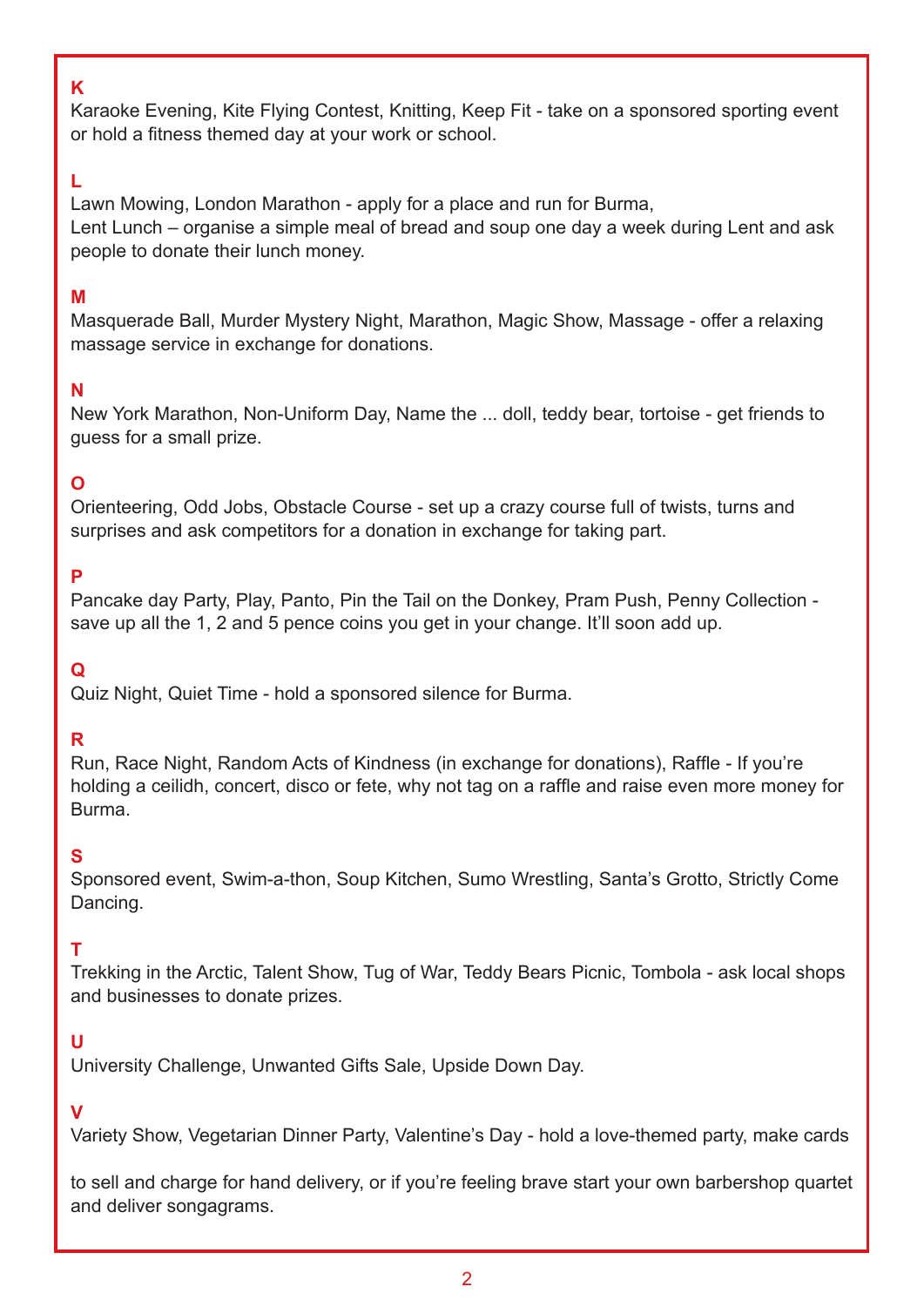**K**

Karaoke Evening, Kite Flying Contest, Knitting, Keep Fit - take on a sponsored sporting event or hold a fitness themed day at your work or school.

**L**

Lawn Mowing, London Marathon - apply for a place and run for Burma,
Lent Lunch – organise a simple meal of bread and soup one day a week during Lent and ask people to donate their lunch money.

**M**

Masquerade Ball, Murder Mystery Night, Marathon, Magic Show, Massage - offer a relaxing massage service in exchange for donations.

**N**

New York Marathon, Non-Uniform Day, Name the ... doll, teddy bear, tortoise - get friends to guess for a small prize.

**O**

Orienteering, Odd Jobs, Obstacle Course - set up a crazy course full of twists, turns and surprises and ask competitors for a donation in exchange for taking part.

**P**

Pancake day Party, Play, Panto, Pin the Tail on the Donkey, Pram Push, Penny Collection - save up all the 1, 2 and 5 pence coins you get in your change. It'll soon add up.

**Q**

Quiz Night, Quiet Time - hold a sponsored silence for Burma.

**R**

Run, Race Night, Random Acts of Kindness (in exchange for donations), Raffle - If you're holding a ceilidh, concert, disco or fete, why not tag on a raffle and raise even more money for Burma.

**S**

Sponsored event, Swim-a-thon, Soup Kitchen, Sumo Wrestling, Santa's Grotto, Strictly Come Dancing.

**T**

Trekking in the Arctic, Talent Show, Tug of War, Teddy Bears Picnic, Tombola - ask local shops and businesses to donate prizes.

**U**

University Challenge, Unwanted Gifts Sale, Upside Down Day.

**V**

Variety Show, Vegetarian Dinner Party, Valentine's Day - hold a love-themed party, make cards

to sell and charge for hand delivery, or if you're feeling brave start your own barbershop quartet and deliver songagrams.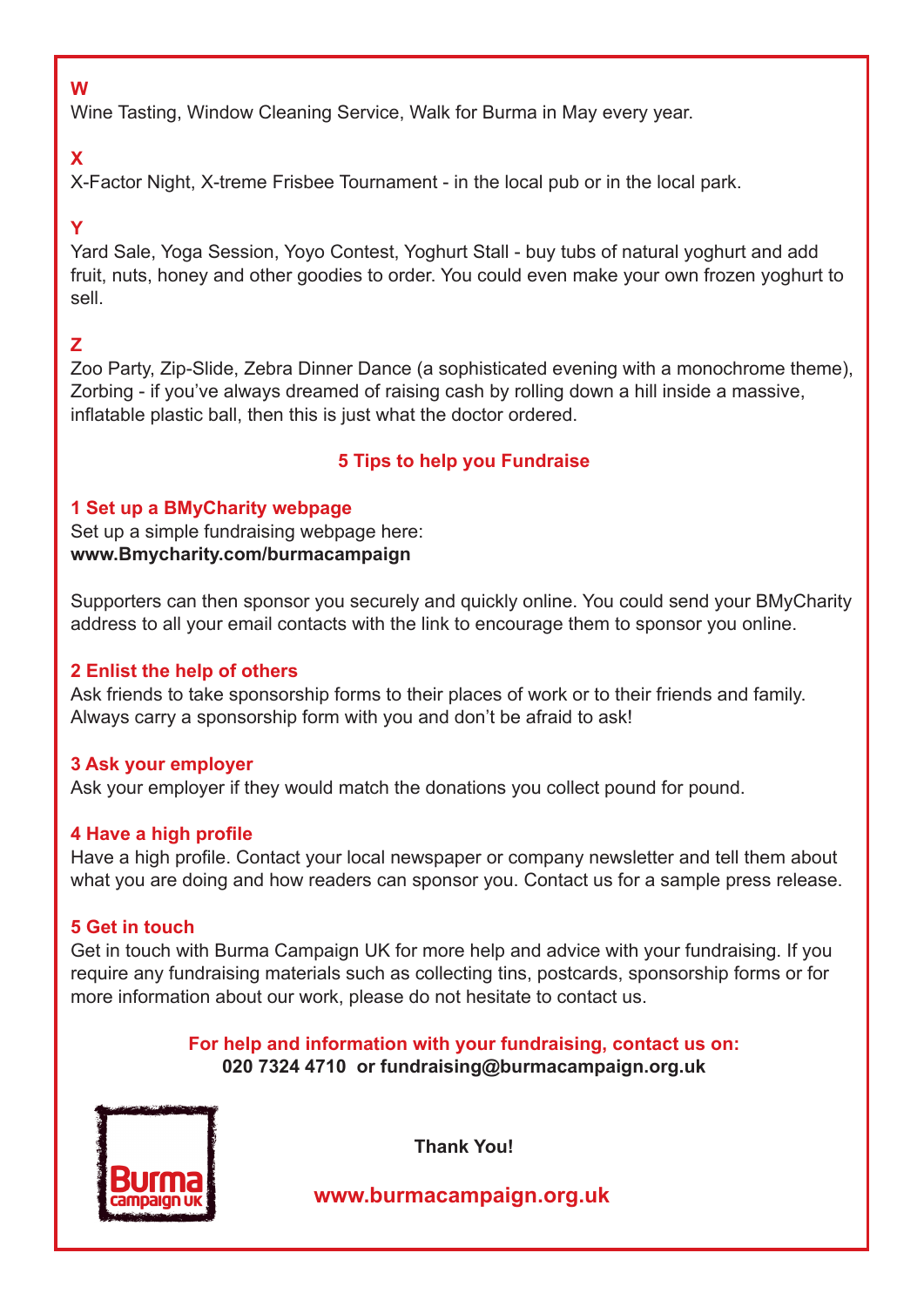**W**

Wine Tasting, Window Cleaning Service, Walk for Burma in May every year.

**X**

X-Factor Night, X-treme Frisbee Tournament - in the local pub or in the local park.

**Y**

Yard Sale, Yoga Session, Yoyo Contest, Yoghurt Stall - buy tubs of natural yoghurt and add fruit, nuts, honey and other goodies to order. You could even make your own frozen yoghurt to sell.

**Z**

Zoo Party, Zip-Slide, Zebra Dinner Dance (a sophisticated evening with a monochrome theme), Zorbing - if you've always dreamed of raising cash by rolling down a hill inside a massive, inflatable plastic ball, then this is just what the doctor ordered.

## 5 Tips to help you Fundraise

### 1 Set up a BMyCharity webpage

Set up a simple fundraising webpage here:
**www.Bmycharity.com/burmacampaign**

Supporters can then sponsor you securely and quickly online. You could send your BMyCharity address to all your email contacts with the link to encourage them to sponsor you online.

### 2 Enlist the help of others

Ask friends to take sponsorship forms to their places of work or to their friends and family. Always carry a sponsorship form with you and don't be afraid to ask!

### 3 Ask your employer

Ask your employer if they would match the donations you collect pound for pound.

### 4 Have a high profile

Have a high profile. Contact your local newspaper or company newsletter and tell them about what you are doing and how readers can sponsor you. Contact us for a sample press release.

### 5 Get in touch

Get in touch with Burma Campaign UK for more help and advice with your fundraising. If you require any fundraising materials such as collecting tins, postcards, sponsorship forms or for more information about our work, please do not hesitate to contact us.

**For help and information with your fundraising, contact us on:**
**020 7324 4710 or fundraising@burmacampaign.org.uk**

Burma campaign UK

**Thank You!**

**www.burmacampaign.org.uk**